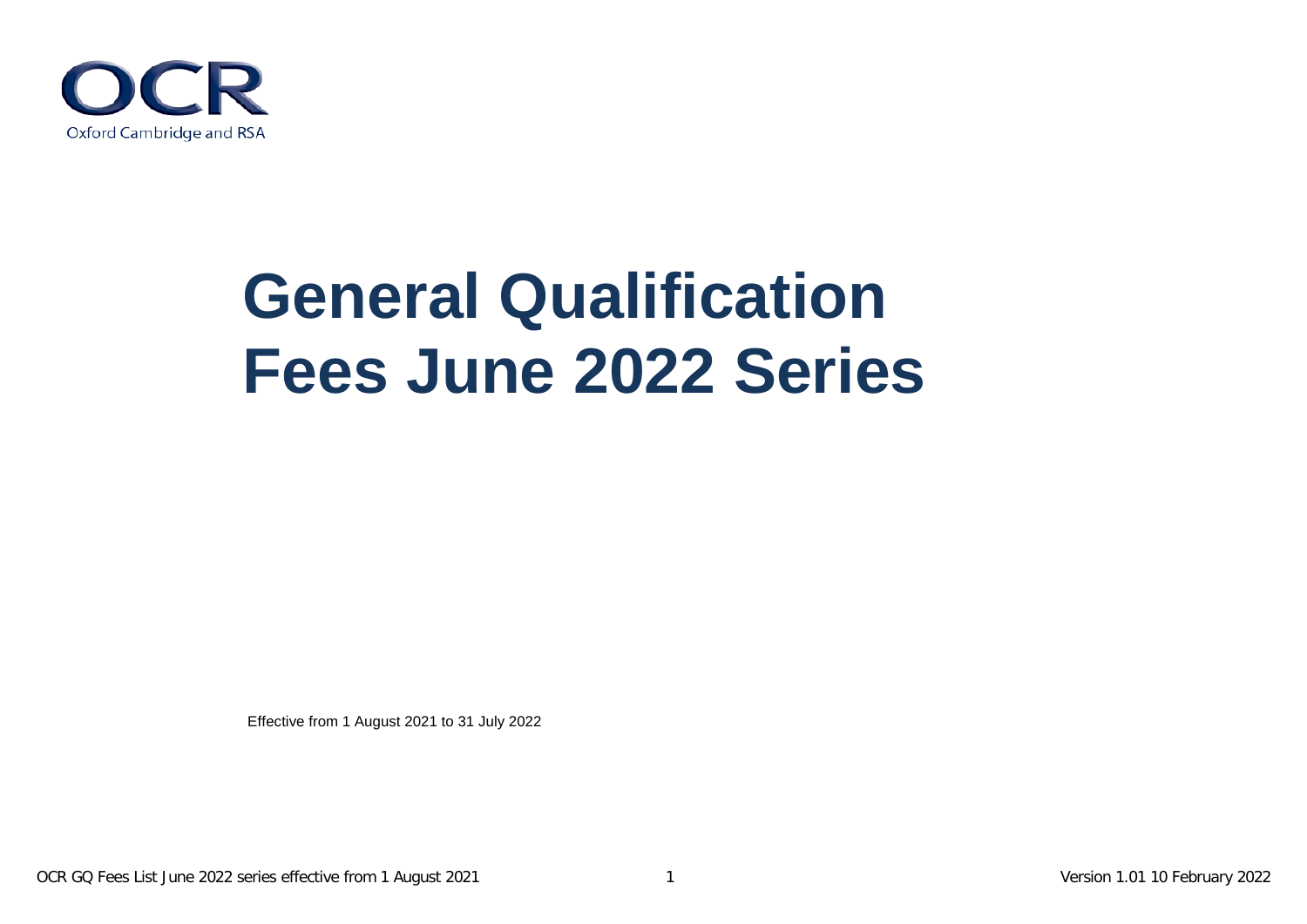OCR

Oxford Cambridge and RSA

# General Qualification Fees June 2022 Series

Effective from 1 August 2021 to 31 July 2022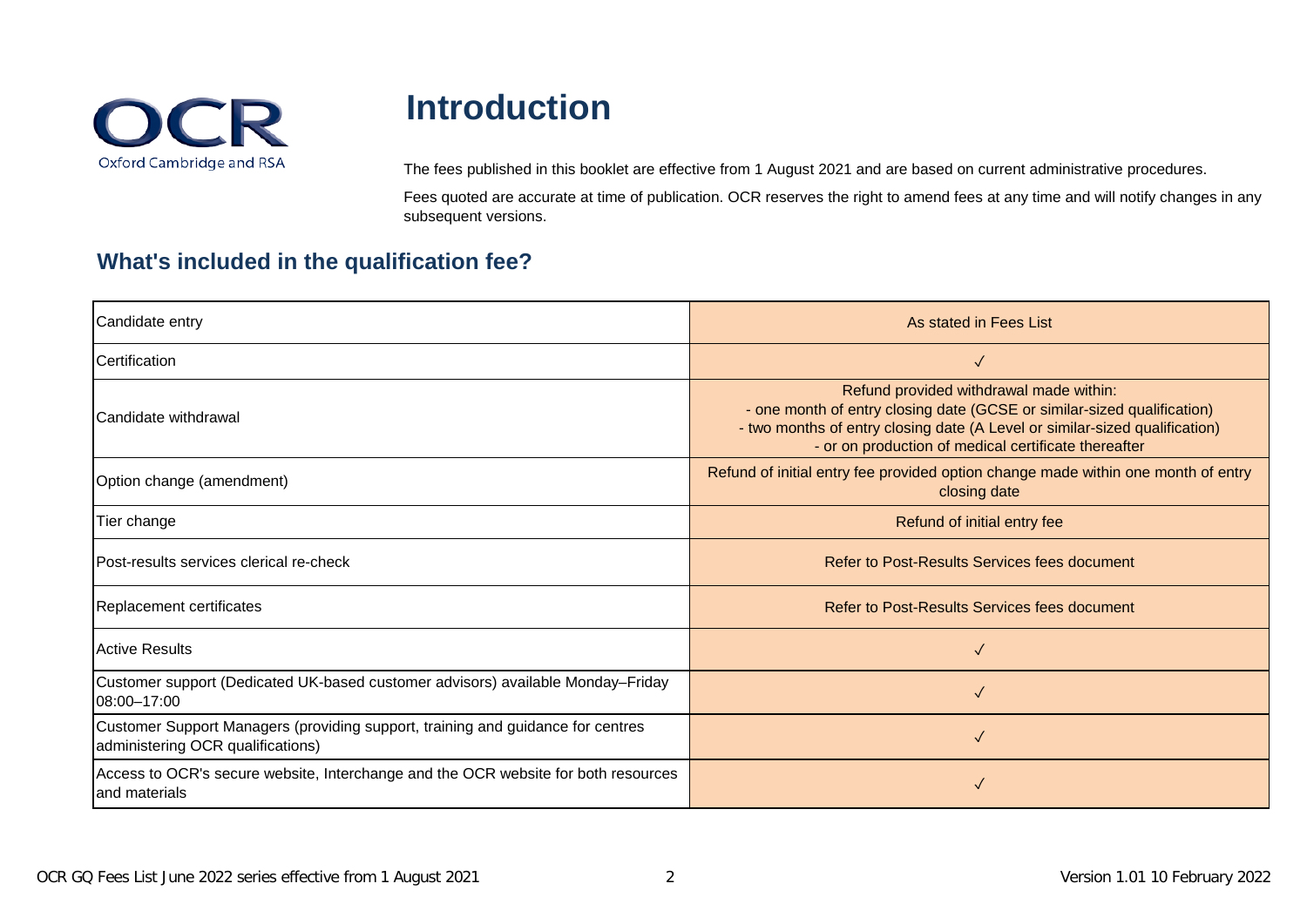# Introduction

The fees published in this booklet are effective from 1 August 2021 and are based on current administrative procedures.

Fees quoted are accurate at time of publication. OCR reserves the right to amend fees at any time and will notify changes in any subsequent versions.

## What's included in the qualification fee?

| | |
|---|---|
| Candidate entry | As stated in Fees List |
| Certification | ✓ |
| Candidate withdrawal | Refund provided withdrawal made within:<br>- one month of entry closing date (GCSE or similar-sized qualification)<br>- two months of entry closing date (A Level or similar-sized qualification)<br>- or on production of medical certificate thereafter |
| Option change (amendment) | Refund of initial entry fee provided option change made within one month of entry closing date |
| Tier change | Refund of initial entry fee |
| Post-results services clerical re-check | Refer to Post-Results Services fees document |
| Replacement certificates | Refer to Post-Results Services fees document |
| Active Results | ✓ |
| Customer support (Dedicated UK-based customer advisors) available Monday–Friday 08:00–17:00 | ✓ |
| Customer Support Managers (providing support, training and guidance for centres administering OCR qualifications) | ✓ |
| Access to OCR's secure website, Interchange and the OCR website for both resources and materials | ✓ |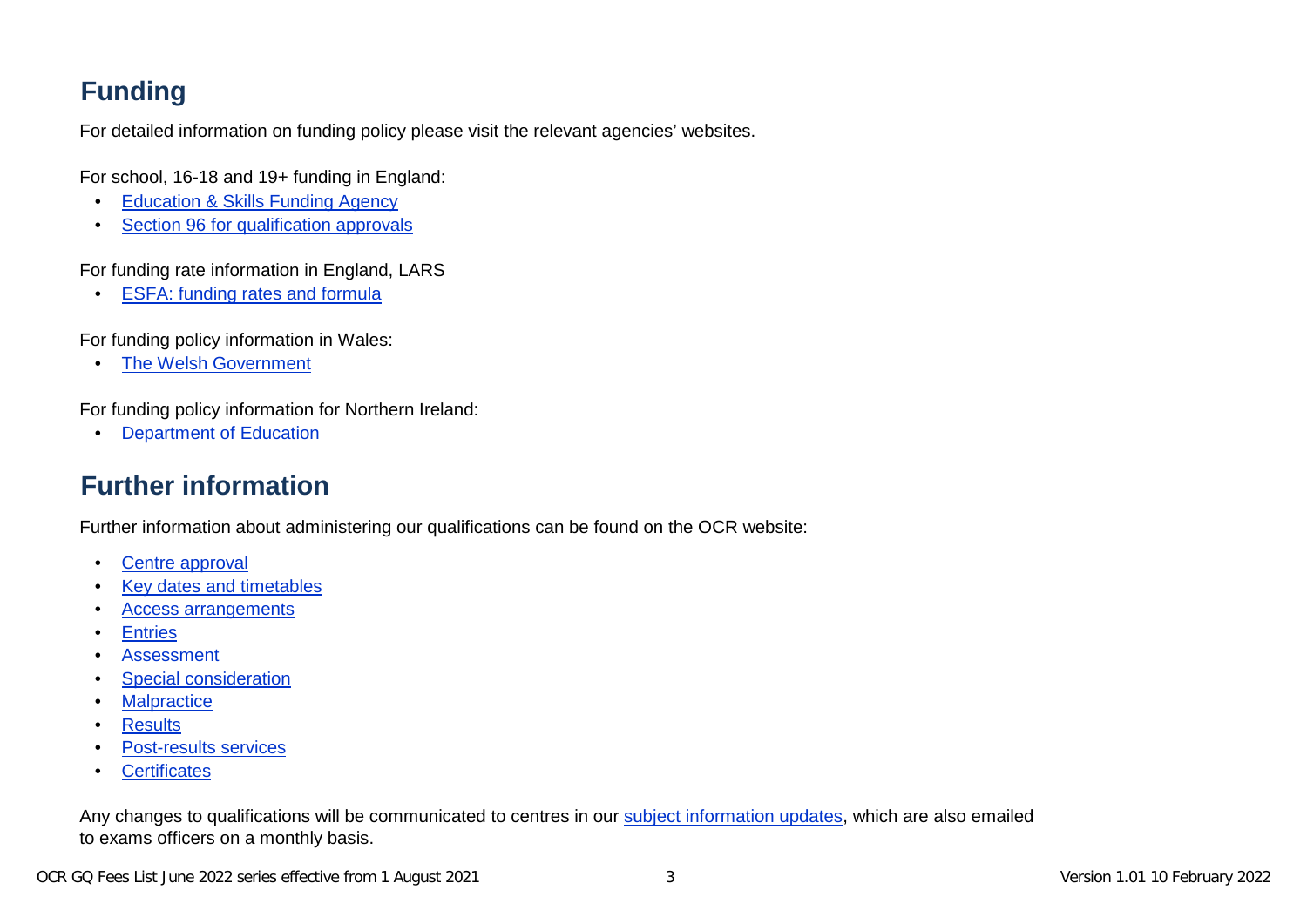## Funding

For detailed information on funding policy please visit the relevant agencies' websites.

For school, 16-18 and 19+ funding in England:

- Education & Skills Funding Agency
- Section 96 for qualification approvals

For funding rate information in England, LARS

- ESFA: funding rates and formula

For funding policy information in Wales:

- The Welsh Government

For funding policy information for Northern Ireland:

- Department of Education

## Further information

Further information about administering our qualifications can be found on the OCR website:

- Centre approval
- Key dates and timetables
- Access arrangements
- Entries
- Assessment
- Special consideration
- Malpractice
- Results
- Post-results services
- Certificates

Any changes to qualifications will be communicated to centres in our subject information updates, which are also emailed to exams officers on a monthly basis.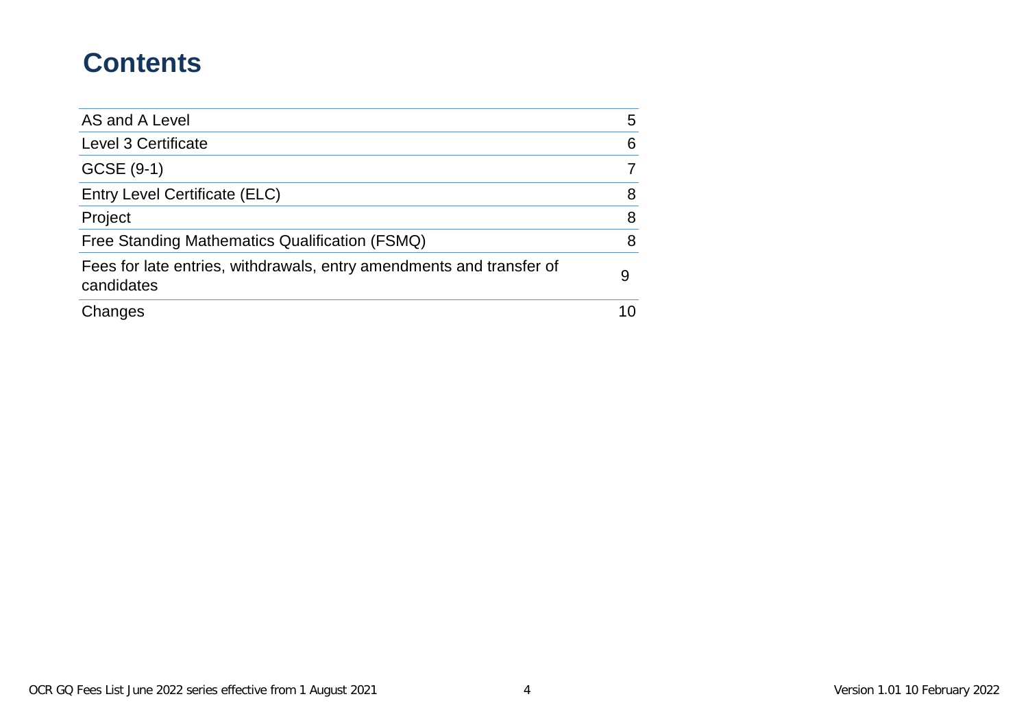# Contents

| | |
|---|---|
| AS and A Level | 5 |
| Level 3 Certificate | 6 |
| GCSE (9-1) | 7 |
| Entry Level Certificate (ELC) | 8 |
| Project | 8 |
| Free Standing Mathematics Qualification (FSMQ) | 8 |
| Fees for late entries, withdrawals, entry amendments and transfer of candidates | 9 |
| Changes | 10 |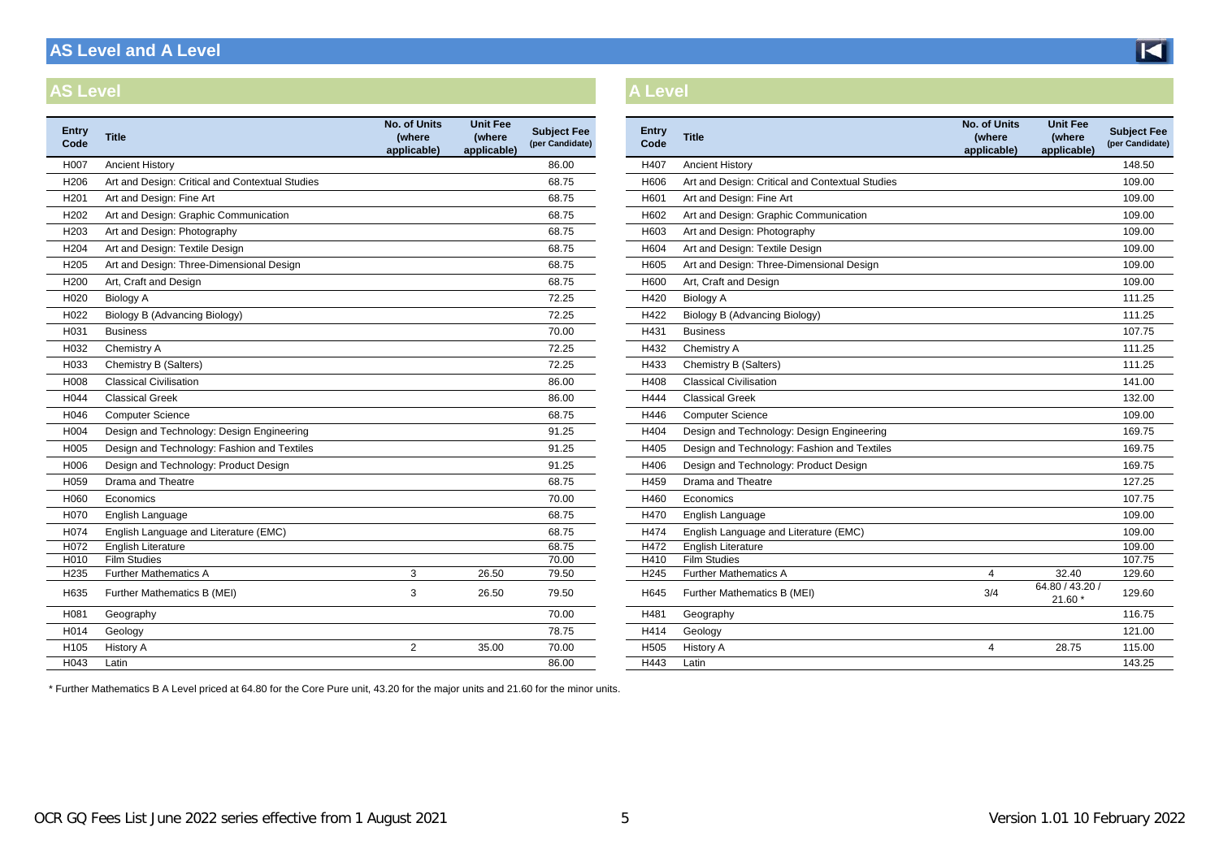# AS Level and A Level

## AS Level

| Entry Code | Title | No. of Units (where applicable) | Unit Fee (where applicable) | Subject Fee (per Candidate) |
|---|---|---|---|---|
| H007 | Ancient History | | | 86.00 |
| H206 | Art and Design: Critical and Contextual Studies | | | 68.75 |
| H201 | Art and Design: Fine Art | | | 68.75 |
| H202 | Art and Design: Graphic Communication | | | 68.75 |
| H203 | Art and Design: Photography | | | 68.75 |
| H204 | Art and Design: Textile Design | | | 68.75 |
| H205 | Art and Design: Three-Dimensional Design | | | 68.75 |
| H200 | Art, Craft and Design | | | 68.75 |
| H020 | Biology A | | | 72.25 |
| H022 | Biology B (Advancing Biology) | | | 72.25 |
| H031 | Business | | | 70.00 |
| H032 | Chemistry A | | | 72.25 |
| H033 | Chemistry B (Salters) | | | 72.25 |
| H008 | Classical Civilisation | | | 86.00 |
| H044 | Classical Greek | | | 86.00 |
| H046 | Computer Science | | | 68.75 |
| H004 | Design and Technology: Design Engineering | | | 91.25 |
| H005 | Design and Technology: Fashion and Textiles | | | 91.25 |
| H006 | Design and Technology: Product Design | | | 91.25 |
| H059 | Drama and Theatre | | | 68.75 |
| H060 | Economics | | | 70.00 |
| H070 | English Language | | | 68.75 |
| H074 | English Language and Literature (EMC) | | | 68.75 |
| H072 | English Literature | | | 68.75 |
| H010 | Film Studies | | | 70.00 |
| H235 | Further Mathematics A | 3 | 26.50 | 79.50 |
| H635 | Further Mathematics B (MEI) | 3 | 26.50 | 79.50 |
| H081 | Geography | | | 70.00 |
| H014 | Geology | | | 78.75 |
| H105 | History A | 2 | 35.00 | 70.00 |
| H043 | Latin | | | 86.00 |

## A Level

| Entry Code | Title | No. of Units (where applicable) | Unit Fee (where applicable) | Subject Fee (per Candidate) |
|---|---|---|---|---|
| H407 | Ancient History | | | 148.50 |
| H606 | Art and Design: Critical and Contextual Studies | | | 109.00 |
| H601 | Art and Design: Fine Art | | | 109.00 |
| H602 | Art and Design: Graphic Communication | | | 109.00 |
| H603 | Art and Design: Photography | | | 109.00 |
| H604 | Art and Design: Textile Design | | | 109.00 |
| H605 | Art and Design: Three-Dimensional Design | | | 109.00 |
| H600 | Art, Craft and Design | | | 109.00 |
| H420 | Biology A | | | 111.25 |
| H422 | Biology B (Advancing Biology) | | | 111.25 |
| H431 | Business | | | 107.75 |
| H432 | Chemistry A | | | 111.25 |
| H433 | Chemistry B (Salters) | | | 111.25 |
| H408 | Classical Civilisation | | | 141.00 |
| H444 | Classical Greek | | | 132.00 |
| H446 | Computer Science | | | 109.00 |
| H404 | Design and Technology: Design Engineering | | | 169.75 |
| H405 | Design and Technology: Fashion and Textiles | | | 169.75 |
| H406 | Design and Technology: Product Design | | | 169.75 |
| H459 | Drama and Theatre | | | 127.25 |
| H460 | Economics | | | 107.75 |
| H470 | English Language | | | 109.00 |
| H474 | English Language and Literature (EMC) | | | 109.00 |
| H472 | English Literature | | | 109.00 |
| H410 | Film Studies | | | 107.75 |
| H245 | Further Mathematics A | 4 | 32.40 | 129.60 |
| H645 | Further Mathematics B (MEI) | 3/4 | 64.80 / 43.20 / 21.60 * | 129.60 |
| H481 | Geography | | | 116.75 |
| H414 | Geology | | | 121.00 |
| H505 | History A | 4 | 28.75 | 115.00 |
| H443 | Latin | | | 143.25 |

* Further Mathematics B A Level priced at 64.80 for the Core Pure unit, 43.20 for the major units and 21.60 for the minor units.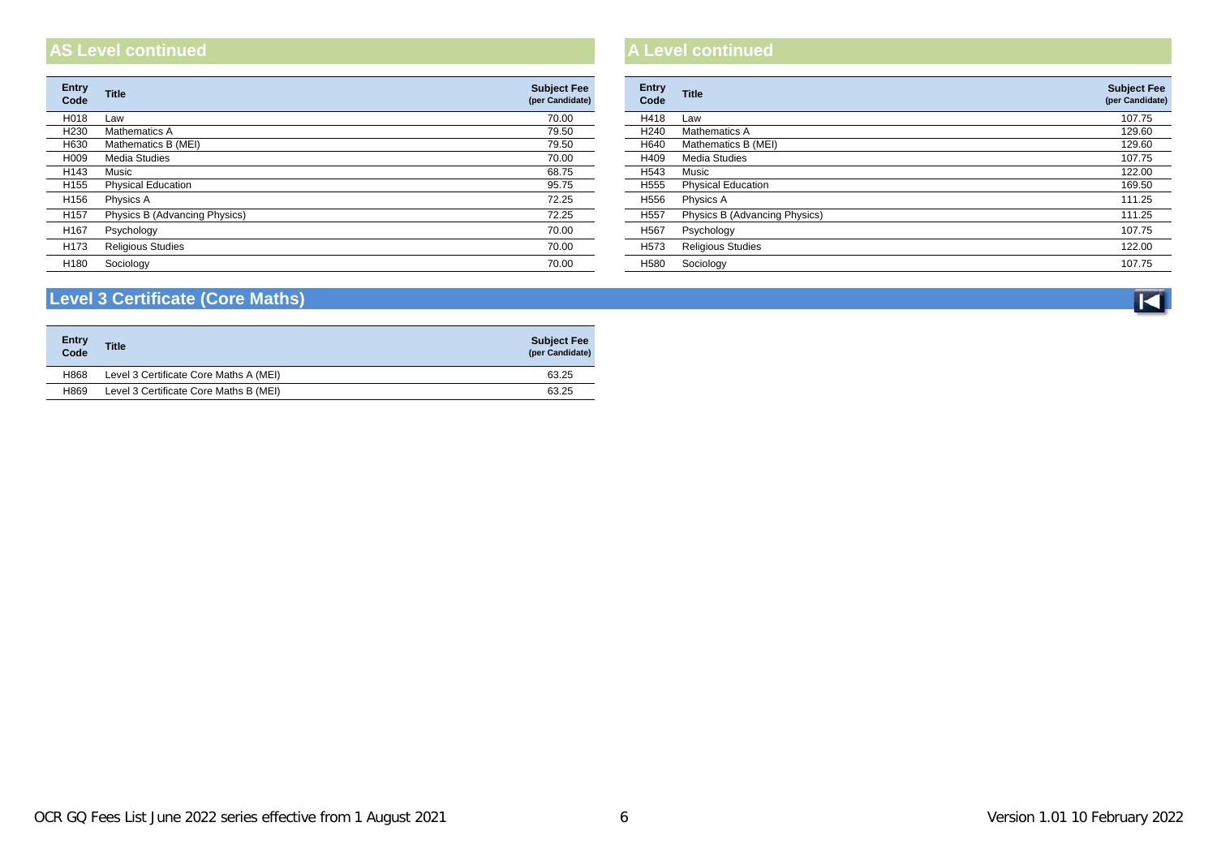## AS Level continued

| Entry Code | Title | Subject Fee (per Candidate) |
|---|---|---|
| H018 | Law | 70.00 |
| H230 | Mathematics A | 79.50 |
| H630 | Mathematics B (MEI) | 79.50 |
| H009 | Media Studies | 70.00 |
| H143 | Music | 68.75 |
| H155 | Physical Education | 95.75 |
| H156 | Physics A | 72.25 |
| H157 | Physics B (Advancing Physics) | 72.25 |
| H167 | Psychology | 70.00 |
| H173 | Religious Studies | 70.00 |
| H180 | Sociology | 70.00 |

## A Level continued

| Entry Code | Title | Subject Fee (per Candidate) |
|---|---|---|
| H418 | Law | 107.75 |
| H240 | Mathematics A | 129.60 |
| H640 | Mathematics B (MEI) | 129.60 |
| H409 | Media Studies | 107.75 |
| H543 | Music | 122.00 |
| H555 | Physical Education | 169.50 |
| H556 | Physics A | 111.25 |
| H557 | Physics B (Advancing Physics) | 111.25 |
| H567 | Psychology | 107.75 |
| H573 | Religious Studies | 122.00 |
| H580 | Sociology | 107.75 |

## Level 3 Certificate (Core Maths)

| Entry Code | Title | Subject Fee (per Candidate) |
|---|---|---|
| H868 | Level 3 Certificate Core Maths A (MEI) | 63.25 |
| H869 | Level 3 Certificate Core Maths B (MEI) | 63.25 |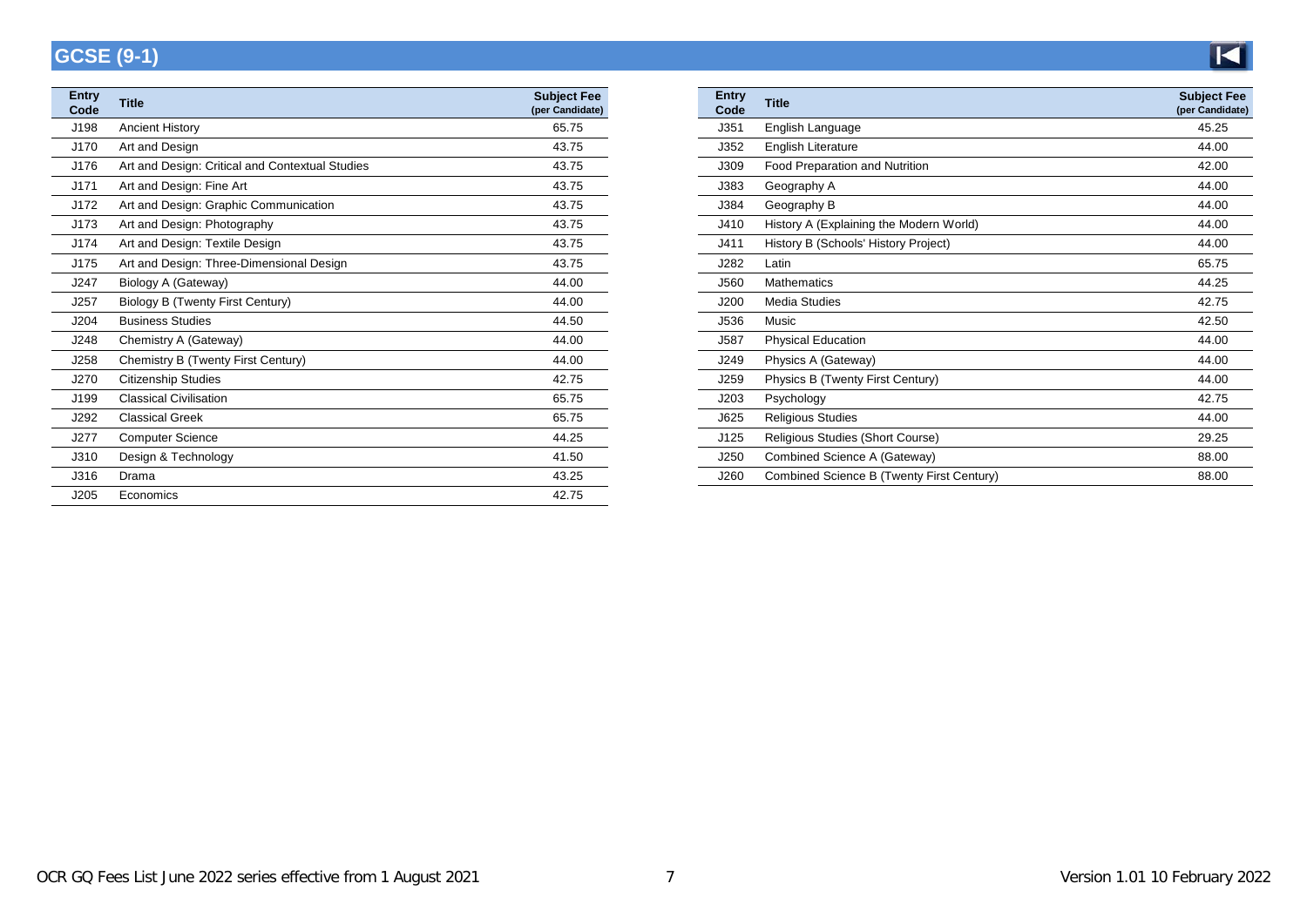## GCSE (9-1)

| Entry Code | Title | Subject Fee (per Candidate) |
|---|---|---|
| J198 | Ancient History | 65.75 |
| J170 | Art and Design | 43.75 |
| J176 | Art and Design: Critical and Contextual Studies | 43.75 |
| J171 | Art and Design: Fine Art | 43.75 |
| J172 | Art and Design: Graphic Communication | 43.75 |
| J173 | Art and Design: Photography | 43.75 |
| J174 | Art and Design: Textile Design | 43.75 |
| J175 | Art and Design: Three-Dimensional Design | 43.75 |
| J247 | Biology A (Gateway) | 44.00 |
| J257 | Biology B (Twenty First Century) | 44.00 |
| J204 | Business Studies | 44.50 |
| J248 | Chemistry A (Gateway) | 44.00 |
| J258 | Chemistry B (Twenty First Century) | 44.00 |
| J270 | Citizenship Studies | 42.75 |
| J199 | Classical Civilisation | 65.75 |
| J292 | Classical Greek | 65.75 |
| J277 | Computer Science | 44.25 |
| J310 | Design & Technology | 41.50 |
| J316 | Drama | 43.25 |
| J205 | Economics | 42.75 |
| J351 | English Language | 45.25 |
| J352 | English Literature | 44.00 |
| J309 | Food Preparation and Nutrition | 42.00 |
| J383 | Geography A | 44.00 |
| J384 | Geography B | 44.00 |
| J410 | History A (Explaining the Modern World) | 44.00 |
| J411 | History B (Schools' History Project) | 44.00 |
| J282 | Latin | 65.75 |
| J560 | Mathematics | 44.25 |
| J200 | Media Studies | 42.75 |
| J536 | Music | 42.50 |
| J587 | Physical Education | 44.00 |
| J249 | Physics A (Gateway) | 44.00 |
| J259 | Physics B (Twenty First Century) | 44.00 |
| J203 | Psychology | 42.75 |
| J625 | Religious Studies | 44.00 |
| J125 | Religious Studies (Short Course) | 29.25 |
| J250 | Combined Science A (Gateway) | 88.00 |
| J260 | Combined Science B (Twenty First Century) | 88.00 |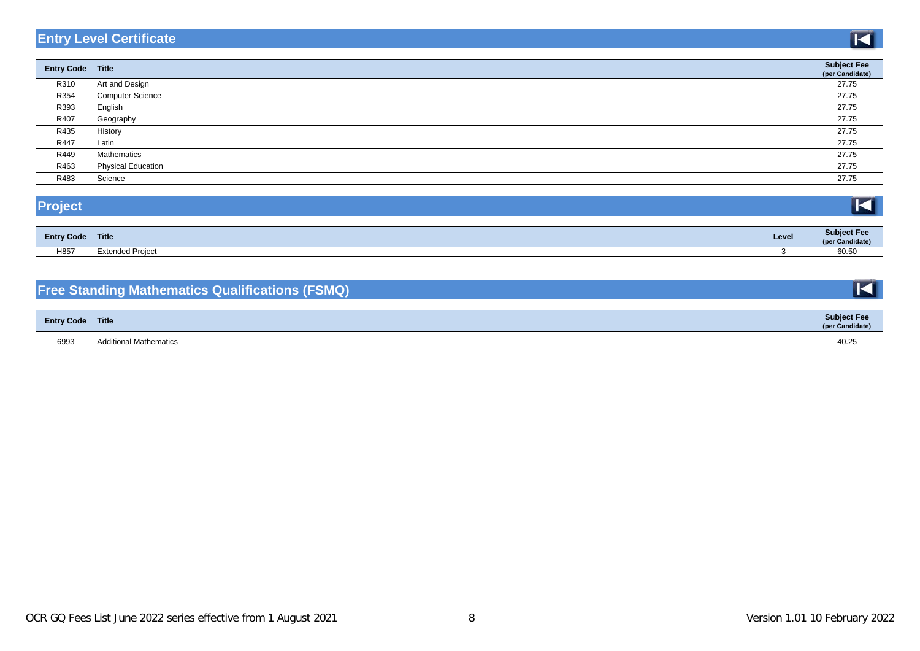## Entry Level Certificate

| Entry Code | Title | Subject Fee (per Candidate) |
|---|---|---|
| R310 | Art and Design | 27.75 |
| R354 | Computer Science | 27.75 |
| R393 | English | 27.75 |
| R407 | Geography | 27.75 |
| R435 | History | 27.75 |
| R447 | Latin | 27.75 |
| R449 | Mathematics | 27.75 |
| R463 | Physical Education | 27.75 |
| R483 | Science | 27.75 |

## Project

| Entry Code | Title | Level | Subject Fee (per Candidate) |
|---|---|---|---|
| H857 | Extended Project | 3 | 60.50 |

## Free Standing Mathematics Qualifications (FSMQ)

| Entry Code | Title | Subject Fee (per Candidate) |
|---|---|---|
| 6993 | Additional Mathematics | 40.25 |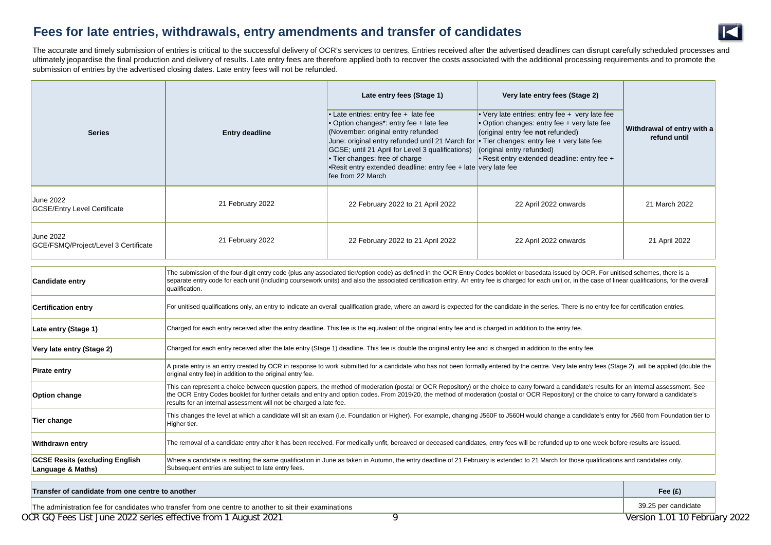## Fees for late entries, withdrawals, entry amendments and transfer of candidates

The accurate and timely submission of entries is critical to the successful delivery of OCR's services to centres. Entries received after the advertised deadlines can disrupt carefully scheduled processes and ultimately jeopardise the final production and delivery of results. Late entry fees are therefore applied both to recover the costs associated with the additional processing requirements and to promote the submission of entries by the advertised closing dates. Late entry fees will not be refunded.

| Series | Entry deadline | Late entry fees (Stage 1)<br>• Late entries: entry fee + late fee<br>• Option changes*: entry fee + late fee (November: original entry refunded June: original entry refunded until 21 March for GCSE; until 21 April for Level 3 qualifications)<br>• Tier changes: free of charge<br>•Resit entry extended deadline: entry fee + late fee from 22 March | Very late entry fees (Stage 2)<br>• Very late entries: entry fee + very late fee<br>• Option changes: entry fee + very late fee (original entry fee **not** refunded)<br>• Tier changes: entry fee + very late fee (original entry refunded)<br>• Resit entry extended deadline: entry fee + very late fee | Withdrawal of entry with a refund until |
|---|---|---|---|---|
| June 2022<br>GCSE/Entry Level Certificate | 21 February 2022 | 22 February 2022 to 21 April 2022 | 22 April 2022 onwards | 21 March 2022 |
| June 2022<br>GCE/FSMQ/Project/Level 3 Certificate | 21 February 2022 | 22 February 2022 to 21 April 2022 | 22 April 2022 onwards | 21 April 2022 |

| | |
|---|---|
| **Candidate entry** | The submission of the four-digit entry code (plus any associated tier/option code) as defined in the OCR Entry Codes booklet or basedata issued by OCR. For unitised schemes, there is a separate entry code for each unit (including coursework units) and also the associated certification entry. An entry fee is charged for each unit or, in the case of linear qualifications, for the overall qualification. |
| **Certification entry** | For unitised qualifications only, an entry to indicate an overall qualification grade, where an award is expected for the candidate in the series. There is no entry fee for certification entries. |
| **Late entry (Stage 1)** | Charged for each entry received after the entry deadline. This fee is the equivalent of the original entry fee and is charged in addition to the entry fee. |
| **Very late entry (Stage 2)** | Charged for each entry received after the late entry (Stage 1) deadline. This fee is double the original entry fee and is charged in addition to the entry fee. |
| **Pirate entry** | A pirate entry is an entry created by OCR in response to work submitted for a candidate who has not been formally entered by the centre. Very late entry fees (Stage 2) will be applied (double the original entry fee) in addition to the original entry fee. |
| **Option change** | This can represent a choice between question papers, the method of moderation (postal or OCR Repository) or the choice to carry forward a candidate's results for an internal assessment. See the OCR Entry Codes booklet for further details and entry and option codes. From 2019/20, the method of moderation (postal or OCR Repository) or the choice to carry forward a candidate's results for an internal assessment will not be charged a late fee. |
| **Tier change** | This changes the level at which a candidate will sit an exam (i.e. Foundation or Higher). For example, changing J560F to J560H would change a candidate's entry for J560 from Foundation tier to Higher tier. |
| **Withdrawn entry** | The removal of a candidate entry after it has been received. For medically unfit, bereaved or deceased candidates, entry fees will be refunded up to one week before results are issued. |
| **GCSE Resits (excluding English Language & Maths)** | Where a candidate is resitting the same qualification in June as taken in Autumn, the entry deadline of 21 February is extended to 21 March for those qualifications and candidates only. Subsequent entries are subject to late entry fees. |

| Transfer of candidate from one centre to another | Fee (£) |
|---|---|
| The administration fee for candidates who transfer from one centre to another to sit their examinations | 39.25 per candidate |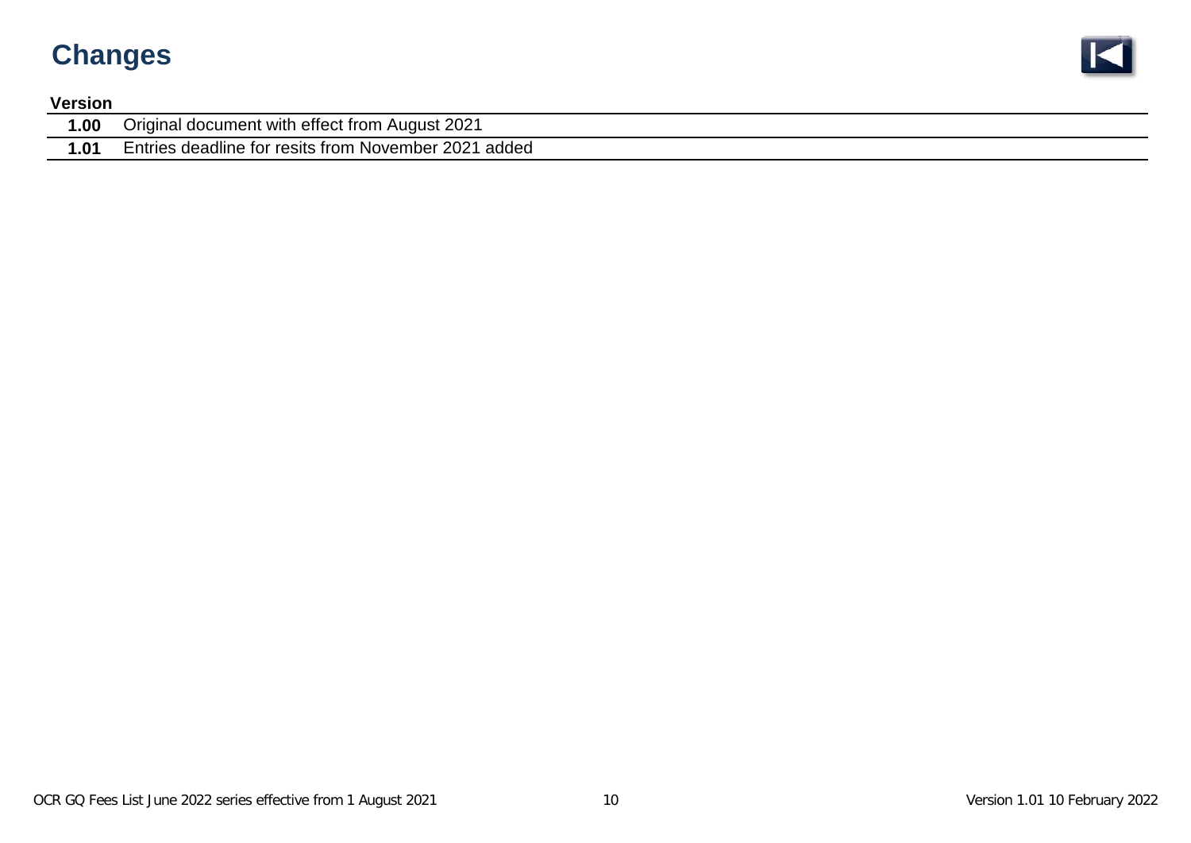# Changes

| Version | |
|---|---|
| **1.00** | Original document with effect from August 2021 |
| **1.01** | Entries deadline for resits from November 2021 added |